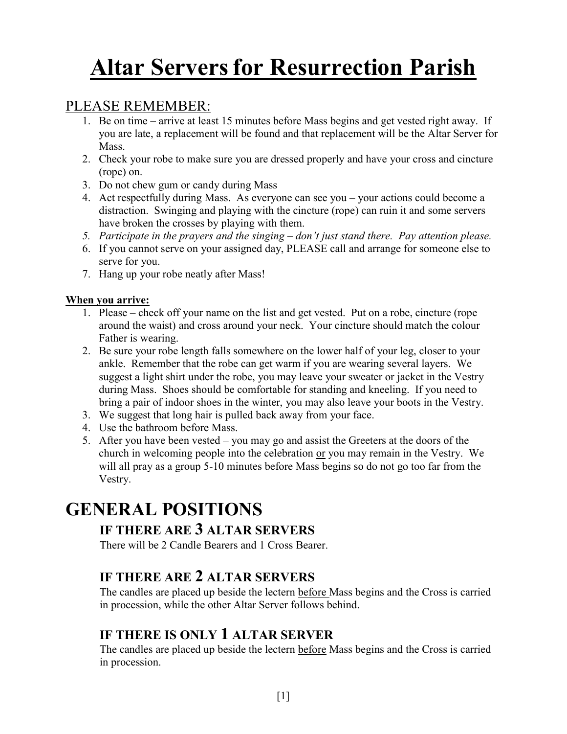# Altar Servers for Resurrection Parish

## PLEASE REMEMBER:

1. Be on time – arrive at least 15 minutes before Mass begins and get vested right away. If you are late, a replacement will be found and that replacement will be the Altar Server for Mass.
2. Check your robe to make sure you are dressed properly and have your cross and cincture (rope) on.
3. Do not chew gum or candy during Mass
4. Act respectfully during Mass. As everyone can see you – your actions could become a distraction. Swinging and playing with the cincture (rope) can ruin it and some servers have broken the crosses by playing with them.
5. *Participate in the prayers and the singing – don't just stand there. Pay attention please.*
6. If you cannot serve on your assigned day, PLEASE call and arrange for someone else to serve for you.
7. Hang up your robe neatly after Mass!

**When you arrive:**

1. Please – check off your name on the list and get vested. Put on a robe, cincture (rope around the waist) and cross around your neck. Your cincture should match the colour Father is wearing.
2. Be sure your robe length falls somewhere on the lower half of your leg, closer to your ankle. Remember that the robe can get warm if you are wearing several layers. We suggest a light shirt under the robe, you may leave your sweater or jacket in the Vestry during Mass. Shoes should be comfortable for standing and kneeling. If you need to bring a pair of indoor shoes in the winter, you may also leave your boots in the Vestry.
3. We suggest that long hair is pulled back away from your face.
4. Use the bathroom before Mass.
5. After you have been vested – you may go and assist the Greeters at the doors of the church in welcoming people into the celebration or you may remain in the Vestry. We will all pray as a group 5-10 minutes before Mass begins so do not go too far from the Vestry.

# GENERAL POSITIONS

### IF THERE ARE 3 ALTAR SERVERS

There will be 2 Candle Bearers and 1 Cross Bearer.

### IF THERE ARE 2 ALTAR SERVERS

The candles are placed up beside the lectern before Mass begins and the Cross is carried in procession, while the other Altar Server follows behind.

### IF THERE IS ONLY 1 ALTAR SERVER

The candles are placed up beside the lectern before Mass begins and the Cross is carried in procession.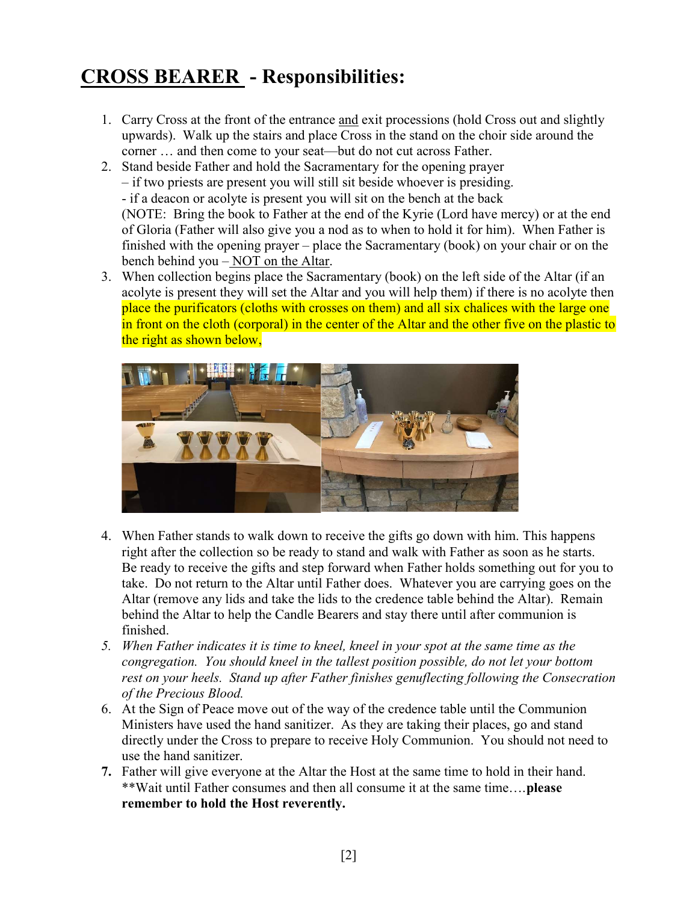# **CROSS BEARER - Responsibilities:**

1. Carry Cross at the front of the entrance and exit processions (hold Cross out and slightly upwards). Walk up the stairs and place Cross in the stand on the choir side around the corner … and then come to your seat—but do not cut across Father.
2. Stand beside Father and hold the Sacramentary for the opening prayer
   – if two priests are present you will still sit beside whoever is presiding.
   - if a deacon or acolyte is present you will sit on the bench at the back
   (NOTE: Bring the book to Father at the end of the Kyrie (Lord have mercy) or at the end of Gloria (Father will also give you a nod as to when to hold it for him). When Father is finished with the opening prayer – place the Sacramentary (book) on your chair or on the bench behind you – NOT on the Altar.
3. When collection begins place the Sacramentary (book) on the left side of the Altar (if an acolyte is present they will set the Altar and you will help them) if there is no acolyte then place the purificators (cloths with crosses on them) and all six chalices with the large one in front on the cloth (corporal) in the center of the Altar and the other five on the plastic to the right as shown below,
4. When Father stands to walk down to receive the gifts go down with him. This happens right after the collection so be ready to stand and walk with Father as soon as he starts. Be ready to receive the gifts and step forward when Father holds something out for you to take. Do not return to the Altar until Father does. Whatever you are carrying goes on the Altar (remove any lids and take the lids to the credence table behind the Altar). Remain behind the Altar to help the Candle Bearers and stay there until after communion is finished.
5. *When Father indicates it is time to kneel, kneel in your spot at the same time as the congregation. You should kneel in the tallest position possible, do not let your bottom rest on your heels. Stand up after Father finishes genuflecting following the Consecration of the Precious Blood.*
6. At the Sign of Peace move out of the way of the credence table until the Communion Ministers have used the hand sanitizer. As they are taking their places, go and stand directly under the Cross to prepare to receive Holy Communion. You should not need to use the hand sanitizer.
7. Father will give everyone at the Altar the Host at the same time to hold in their hand. **Wait until Father consumes and then all consume it at the same time….**please remember to hold the Host reverently.**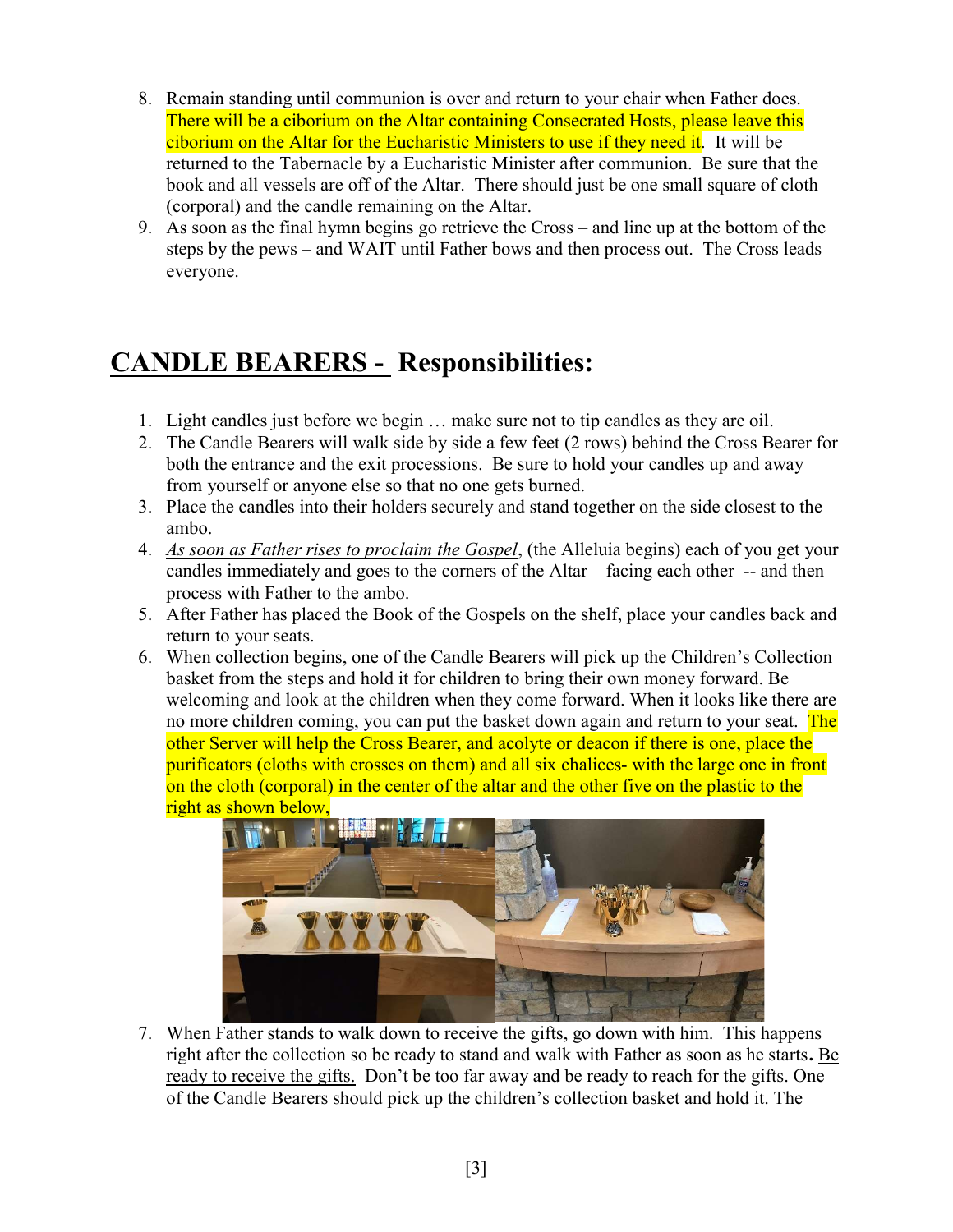8. Remain standing until communion is over and return to your chair when Father does. There will be a ciborium on the Altar containing Consecrated Hosts, please leave this ciborium on the Altar for the Eucharistic Ministers to use if they need it. It will be returned to the Tabernacle by a Eucharistic Minister after communion. Be sure that the book and all vessels are off of the Altar. There should just be one small square of cloth (corporal) and the candle remaining on the Altar.
9. As soon as the final hymn begins go retrieve the Cross – and line up at the bottom of the steps by the pews – and WAIT until Father bows and then process out. The Cross leads everyone.

## CANDLE BEARERS - Responsibilities:

1. Light candles just before we begin … make sure not to tip candles as they are oil.
2. The Candle Bearers will walk side by side a few feet (2 rows) behind the Cross Bearer for both the entrance and the exit processions. Be sure to hold your candles up and away from yourself or anyone else so that no one gets burned.
3. Place the candles into their holders securely and stand together on the side closest to the ambo.
4. *As soon as Father rises to proclaim the Gospel*, (the Alleluia begins) each of you get your candles immediately and goes to the corners of the Altar – facing each other -- and then process with Father to the ambo.
5. After Father has placed the Book of the Gospels on the shelf, place your candles back and return to your seats.
6. When collection begins, one of the Candle Bearers will pick up the Children's Collection basket from the steps and hold it for children to bring their own money forward. Be welcoming and look at the children when they come forward. When it looks like there are no more children coming, you can put the basket down again and return to your seat. The other Server will help the Cross Bearer, and acolyte or deacon if there is one, place the purificators (cloths with crosses on them) and all six chalices- with the large one in front on the cloth (corporal) in the center of the altar and the other five on the plastic to the right as shown below,
7. When Father stands to walk down to receive the gifts, go down with him. This happens right after the collection so be ready to stand and walk with Father as soon as he starts**.** Be ready to receive the gifts. Don't be too far away and be ready to reach for the gifts. One of the Candle Bearers should pick up the children's collection basket and hold it. The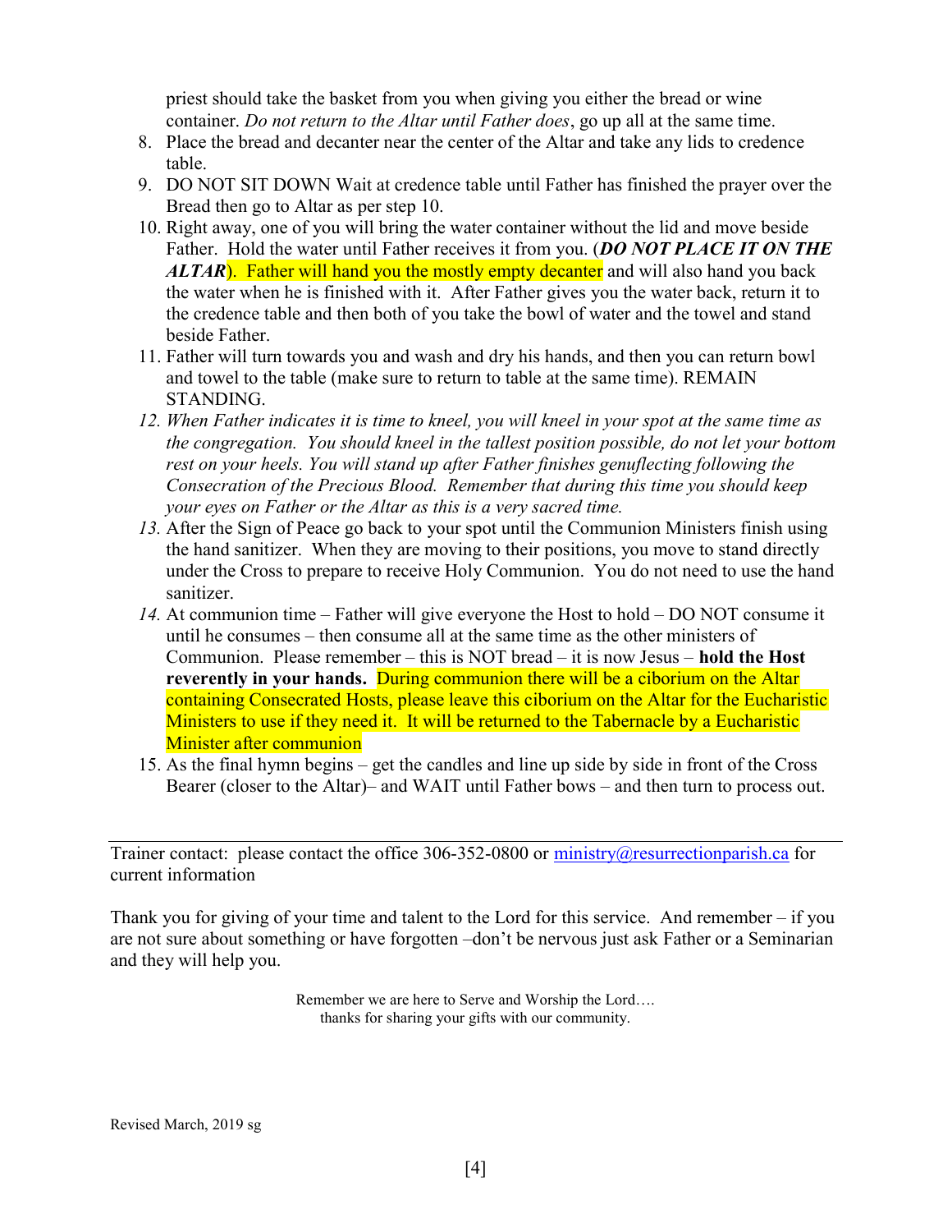priest should take the basket from you when giving you either the bread or wine container. *Do not return to the Altar until Father does*, go up all at the same time.

8. Place the bread and decanter near the center of the Altar and take any lids to credence table.
9. DO NOT SIT DOWN Wait at credence table until Father has finished the prayer over the Bread then go to Altar as per step 10.
10. Right away, one of you will bring the water container without the lid and move beside Father. Hold the water until Father receives it from you. (***DO NOT PLACE IT ON THE ALTAR***). Father will hand you the mostly empty decanter and will also hand you back the water when he is finished with it. After Father gives you the water back, return it to the credence table and then both of you take the bowl of water and the towel and stand beside Father.
11. Father will turn towards you and wash and dry his hands, and then you can return bowl and towel to the table (make sure to return to table at the same time). REMAIN STANDING.
12. *When Father indicates it is time to kneel, you will kneel in your spot at the same time as the congregation. You should kneel in the tallest position possible, do not let your bottom rest on your heels. You will stand up after Father finishes genuflecting following the Consecration of the Precious Blood. Remember that during this time you should keep your eyes on Father or the Altar as this is a very sacred time.*
13. After the Sign of Peace go back to your spot until the Communion Ministers finish using the hand sanitizer. When they are moving to their positions, you move to stand directly under the Cross to prepare to receive Holy Communion. You do not need to use the hand sanitizer.
14. At communion time – Father will give everyone the Host to hold – DO NOT consume it until he consumes – then consume all at the same time as the other ministers of Communion. Please remember – this is NOT bread – it is now Jesus – **hold the Host reverently in your hands.** During communion there will be a ciborium on the Altar containing Consecrated Hosts, please leave this ciborium on the Altar for the Eucharistic Ministers to use if they need it. It will be returned to the Tabernacle by a Eucharistic Minister after communion
15. As the final hymn begins – get the candles and line up side by side in front of the Cross Bearer (closer to the Altar)– and WAIT until Father bows – and then turn to process out.

---

Trainer contact: please contact the office 306-352-0800 or ministry@resurrectionparish.ca for current information

Thank you for giving of your time and talent to the Lord for this service. And remember – if you are not sure about something or have forgotten –don't be nervous just ask Father or a Seminarian and they will help you.

Remember we are here to Serve and Worship the Lord….
thanks for sharing your gifts with our community.

Revised March, 2019 sg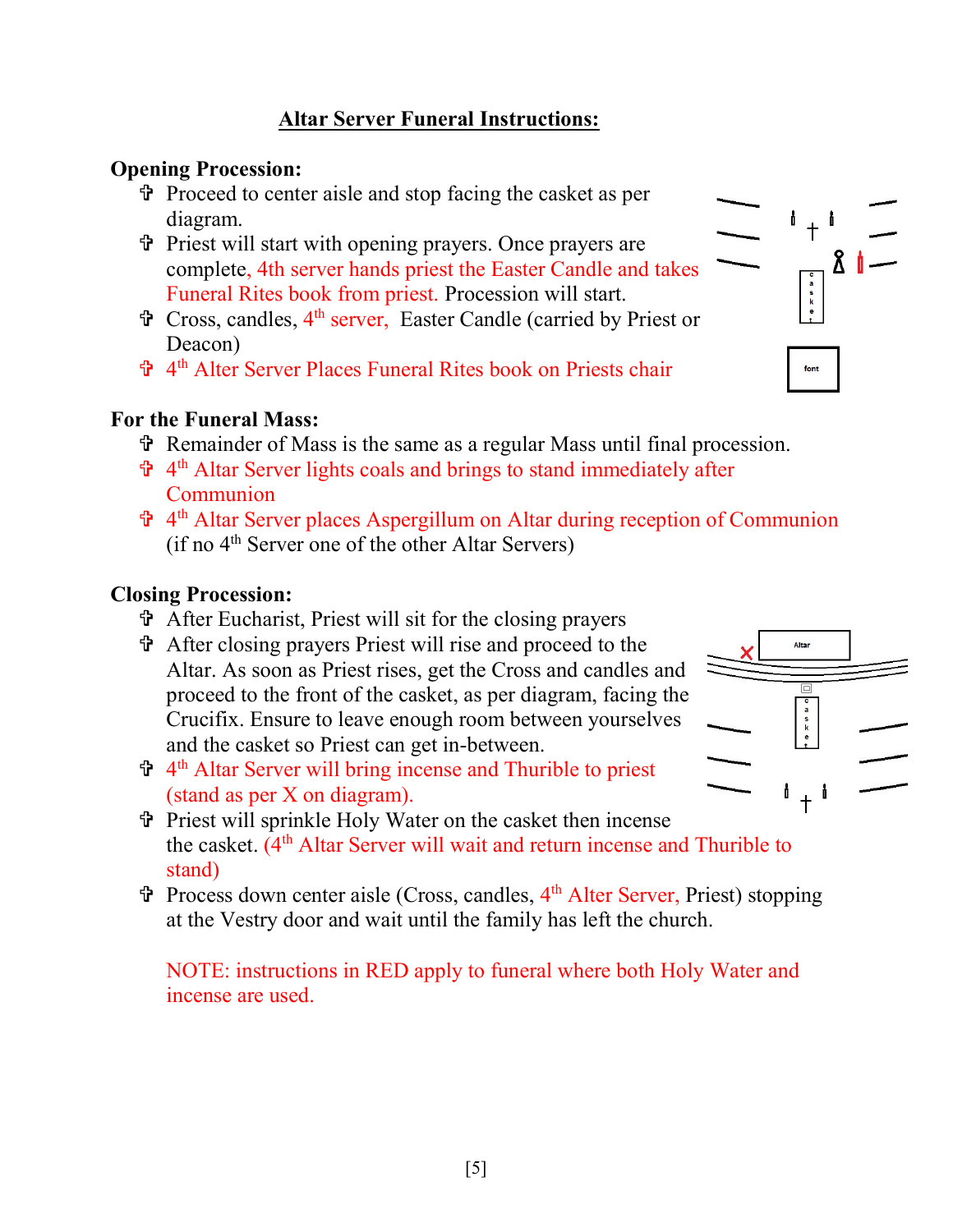## Altar Server Funeral Instructions:

**Opening Procession:**

- Proceed to center aisle and stop facing the casket as per diagram.
- Priest will start with opening prayers. Once prayers are complete, 4th server hands priest the Easter Candle and takes Funeral Rites book from priest. Procession will start.
- Cross, candles, 4th server, Easter Candle (carried by Priest or Deacon)
- 4th Alter Server Places Funeral Rites book on Priests chair

casket

font

**For the Funeral Mass:**

- Remainder of Mass is the same as a regular Mass until final procession.
- 4th Altar Server lights coals and brings to stand immediately after Communion
- 4th Altar Server places Aspergillum on Altar during reception of Communion (if no 4th Server one of the other Altar Servers)

**Closing Procession:**

- After Eucharist, Priest will sit for the closing prayers
- After closing prayers Priest will rise and proceed to the Altar. As soon as Priest rises, get the Cross and candles and proceed to the front of the casket, as per diagram, facing the Crucifix. Ensure to leave enough room between yourselves and the casket so Priest can get in-between.
- 4th Altar Server will bring incense and Thurible to priest (stand as per X on diagram).
- Priest will sprinkle Holy Water on the casket then incense the casket. (4th Altar Server will wait and return incense and Thurible to stand)
- Process down center aisle (Cross, candles, 4th Alter Server, Priest) stopping at the Vestry door and wait until the family has left the church.

Altar

casket

NOTE: instructions in RED apply to funeral where both Holy Water and incense are used.